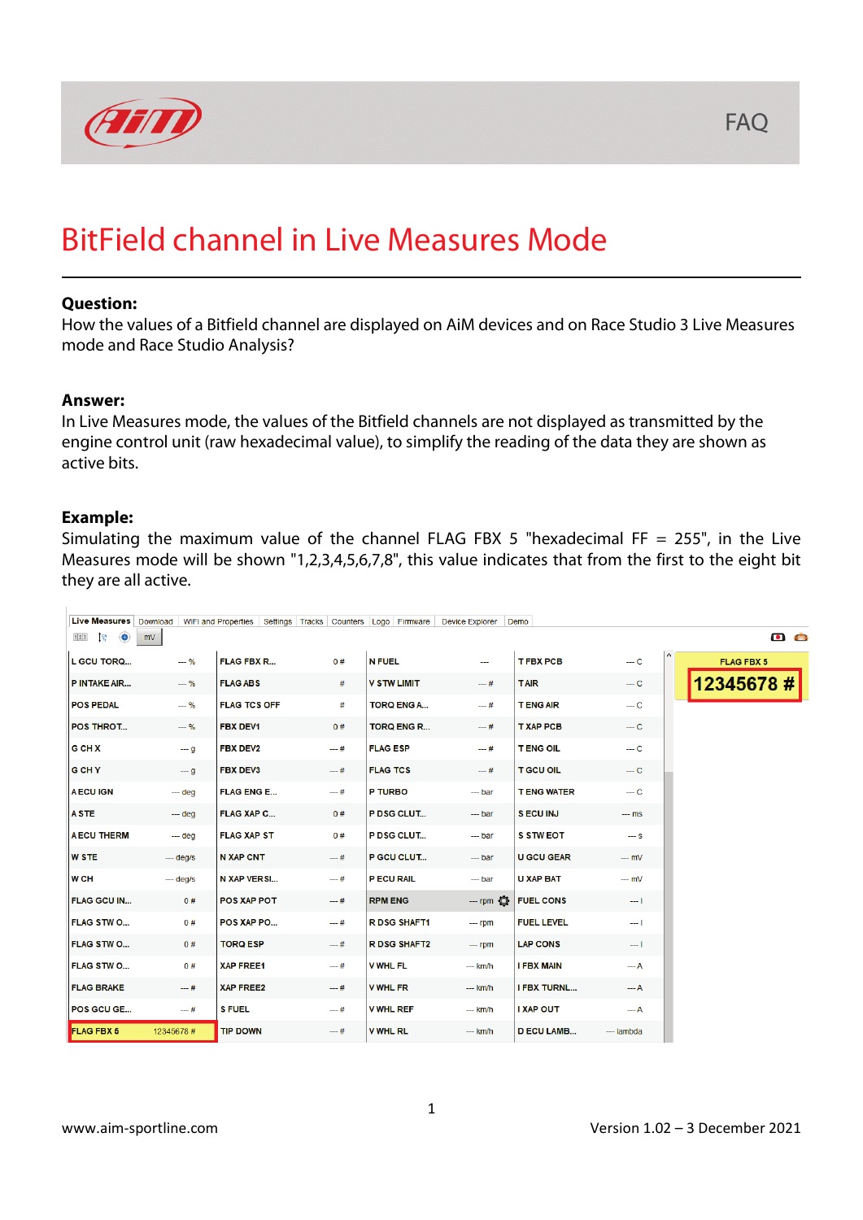# BitField channel in Live Measures Mode

**Question:**
How the values of a Bitfield channel are displayed on AiM devices and on Race Studio 3 Live Measures mode and Race Studio Analysis?

**Answer:**
In Live Measures mode, the values of the Bitfield channels are not displayed as transmitted by the engine control unit (raw hexadecimal value), to simplify the reading of the data they are shown as active bits.

**Example:**
Simulating the maximum value of the channel FLAG FBX 5 "hexadecimal FF = 255", in the Live Measures mode will be shown "1,2,3,4,5,6,7,8", this value indicates that from the first to the eight bit they are all active.

Live Measures | Download | WiFi and Properties | Settings | Tracks | Counters | Logo | Firmware | Device Explorer | Demo

| Channel | Value | Channel | Value | Channel | Value | Channel | Value |
|---|---|---|---|---|---|---|---|
| L GCU TORQ... | --- % | FLAG FBX R... | 0 # | N FUEL | --- | T FBX PCB | --- C |
| P INTAKE AIR... | --- % | FLAG ABS | # | V STW LIMIT | --- # | T AIR | --- C |
| POS PEDAL | --- % | FLAG TCS OFF | # | TORQ ENG A... | --- # | T ENG AIR | --- C |
| POS THROT... | --- % | FBX DEV1 | 0 # | TORQ ENG R... | --- # | T XAP PCB | --- C |
| G CH X | --- g | FBX DEV2 | --- # | FLAG ESP | --- # | T ENG OIL | --- C |
| G CH Y | --- g | FBX DEV3 | --- # | FLAG TCS | --- # | T GCU OIL | --- C |
| A ECU IGN | --- deg | FLAG ENG E... | --- # | P TURBO | --- bar | T ENG WATER | --- C |
| A STE | --- deg | FLAG XAP C... | 0 # | P DSG CLUT... | --- bar | S ECU INJ | --- ms |
| A ECU THERM | --- deg | FLAG XAP ST | 0 # | P DSG CLUT... | --- bar | S STW EOT | --- s |
| W STE | --- deg/s | N XAP CNT | --- # | P GCU CLUT... | --- bar | U GCU GEAR | --- mV |
| W CH | --- deg/s | N XAP VERSI... | --- # | P ECU RAIL | --- bar | U XAP BAT | --- mV |
| FLAG GCU IN... | 0 # | POS XAP POT | --- # | RPM ENG | --- rpm | FUEL CONS | --- l |
| FLAG STW O... | 0 # | POS XAP PO... | --- # | R DSG SHAFT1 | --- rpm | FUEL LEVEL | --- l |
| FLAG STW O... | 0 # | TORQ ESP | --- # | R DSG SHAFT2 | --- rpm | LAP CONS | --- l |
| FLAG STW O... | 0 # | XAP FREE1 | --- # | V WHL FL | --- km/h | I FBX MAIN | --- A |
| FLAG BRAKE | --- # | XAP FREE2 | --- # | V WHL FR | --- km/h | I FBX TURNL... | --- A |
| POS GCU GE... | --- # | S FUEL | --- # | V WHL REF | --- km/h | I XAP OUT | --- A |
| FLAG FBX 5 | 12345678 # | TIP DOWN | --- # | V WHL RL | --- km/h | D ECU LAMB... | --- lambda |

FLAG FBX 5
**12345678 #**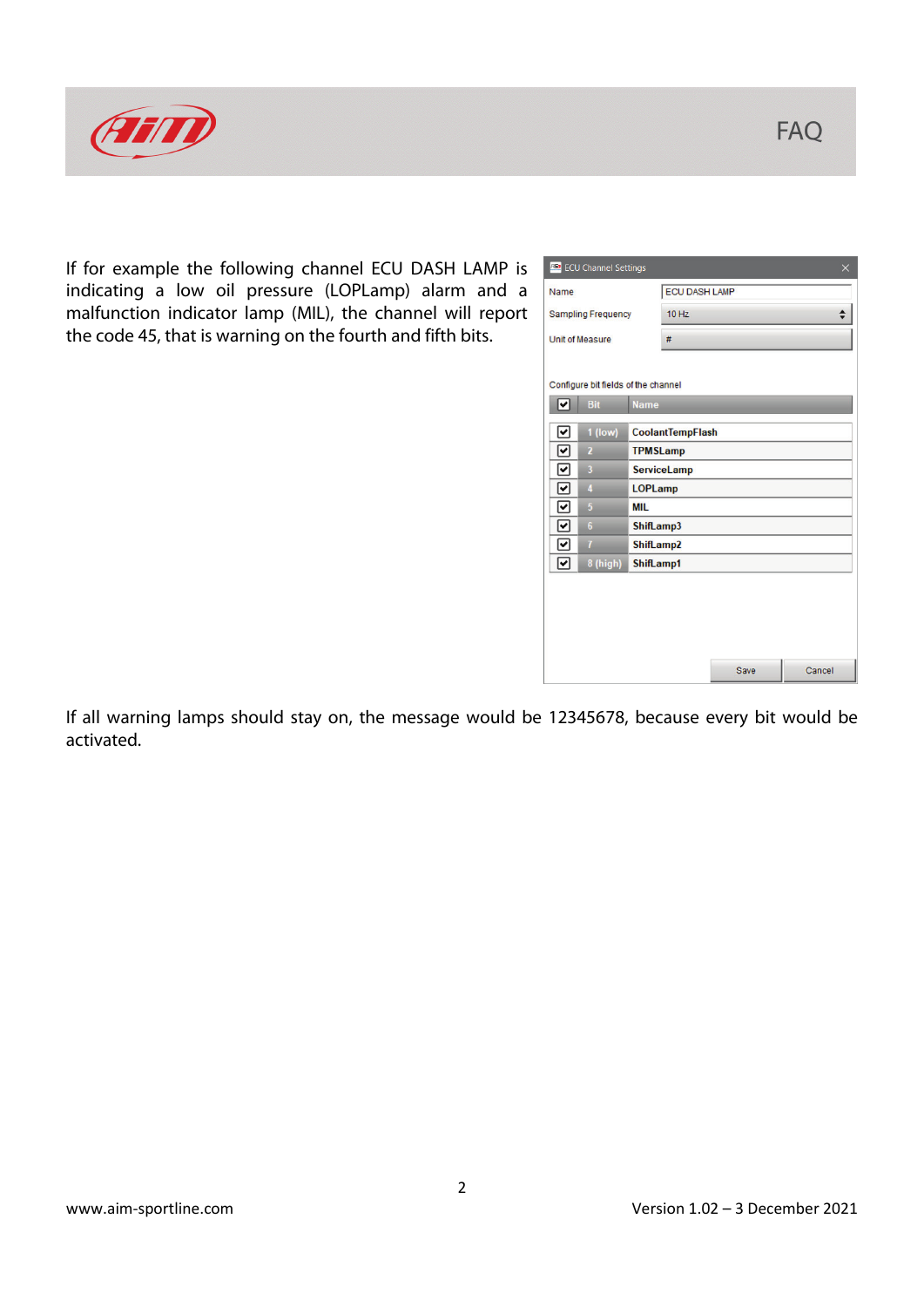If for example the following channel ECU DASH LAMP is indicating a low oil pressure (LOPLamp) alarm and a malfunction indicator lamp (MIL), the channel will report the code 45, that is warning on the fourth and fifth bits.

ECU Channel Settings

| | |
|---|---|
| Name | ECU DASH LAMP |
| Sampling Frequency | 10 Hz |
| Unit of Measure | # |

Configure bit fields of the channel

| ☑ | Bit | Name |
|---|---|---|
| ☑ | 1 (low) | CoolantTempFlash |
| ☑ | 2 | TPMSLamp |
| ☑ | 3 | ServiceLamp |
| ☑ | 4 | LOPLamp |
| ☑ | 5 | MIL |
| ☑ | 6 | ShifLamp3 |
| ☑ | 7 | ShifLamp2 |
| ☑ | 8 (high) | ShifLamp1 |

Save Cancel

If all warning lamps should stay on, the message would be 12345678, because every bit would be activated.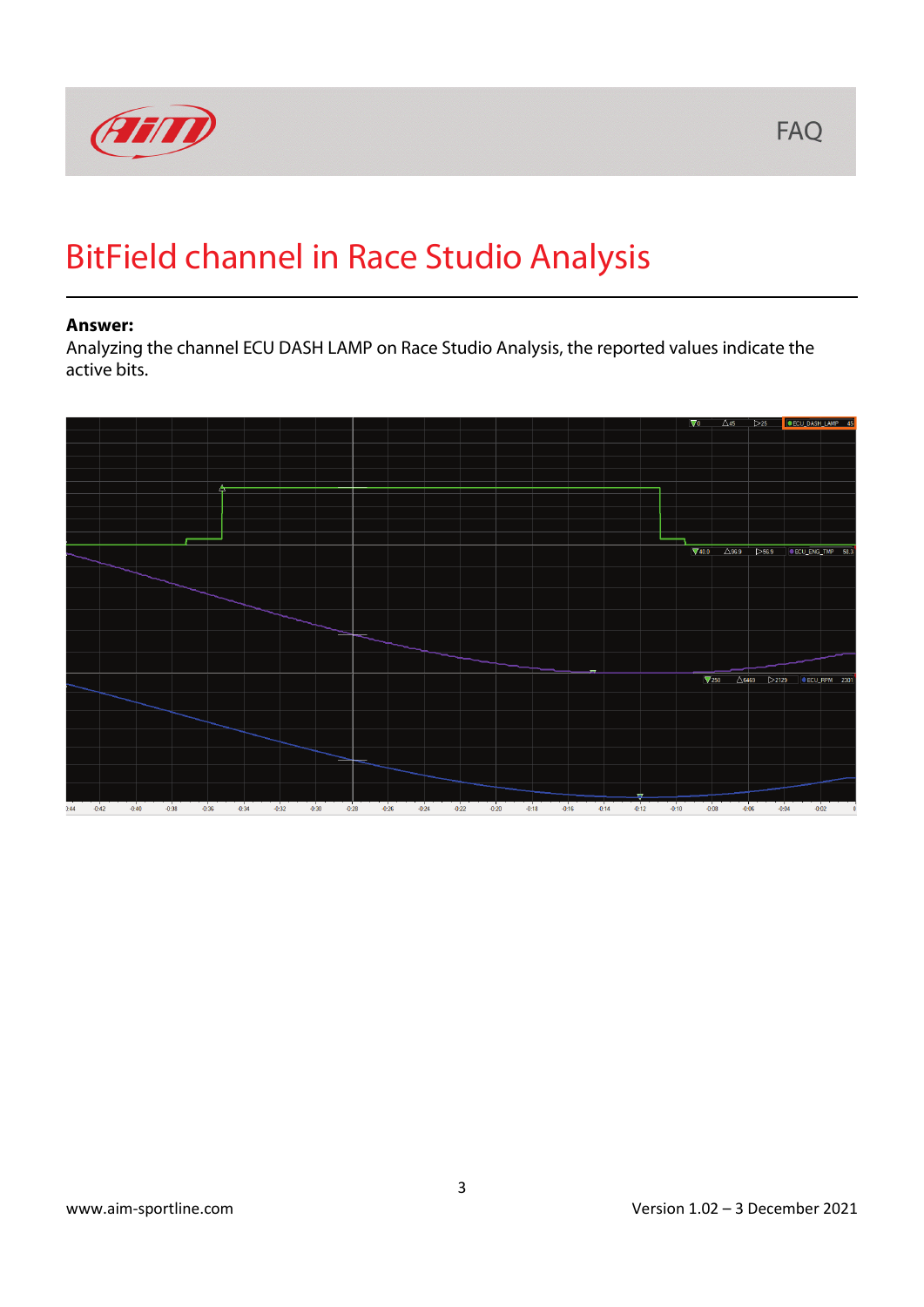# BitField channel in Race Studio Analysis

**Answer:**
Analyzing the channel ECU DASH LAMP on Race Studio Analysis, the reported values indicate the active bits.

ECU_DASH_LAMP 45
ECU_ENG_TMP 56.3
ECU_RPM 2301